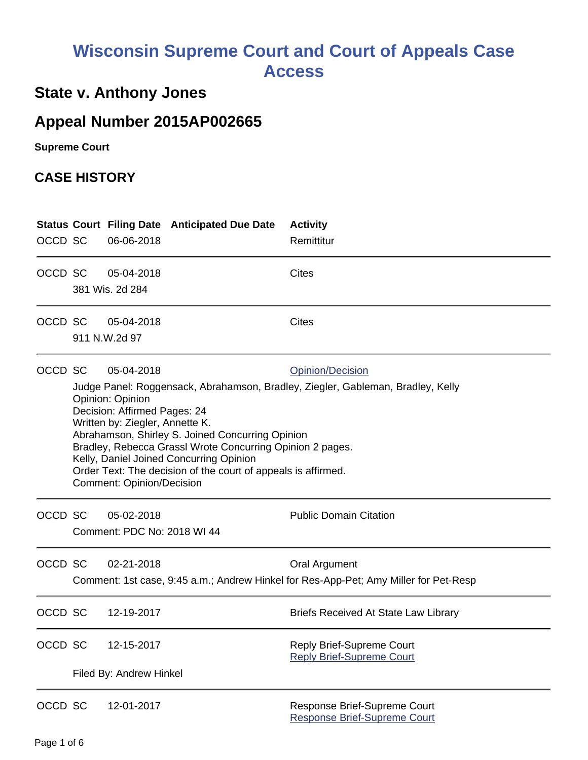# Wisconsin Supreme Court and Court of Appeals Case Access

## State v. Anthony Jones

## Appeal Number 2015AP002665

**Supreme Court**

## CASE HISTORY

| Status | Court | Filing Date | Anticipated Due Date | Activity |
|---|---|---|---|---|
| OCCD | SC | 06-06-2018 | | Remittitur |
| OCCD | SC | 05-04-2018 | | Cites |
| | 381 Wis. 2d 284 | | | |
| OCCD | SC | 05-04-2018 | | Cites |
| | 911 N.W.2d 97 | | | |
| OCCD | SC | 05-04-2018 | | Opinion/Decision |

Judge Panel: Roggensack, Abrahamson, Bradley, Ziegler, Gableman, Bradley, Kelly
Opinion: Opinion
Decision: Affirmed Pages: 24
Written by: Ziegler, Annette K.
Abrahamson, Shirley S. Joined Concurring Opinion
Bradley, Rebecca Grassl Wrote Concurring Opinion 2 pages.
Kelly, Daniel Joined Concurring Opinion
Order Text: The decision of the court of appeals is affirmed.
Comment: Opinion/Decision

| Status | Court | Filing Date | Anticipated Due Date | Activity |
|---|---|---|---|---|
| OCCD | SC | 05-02-2018 | | Public Domain Citation |
| | Comment: PDC No: 2018 WI 44 | | | |
| OCCD | SC | 02-21-2018 | | Oral Argument |
| | Comment: 1st case, 9:45 a.m.; Andrew Hinkel for Res-App-Pet; Amy Miller for Pet-Resp | | | |
| OCCD | SC | 12-19-2017 | | Briefs Received At State Law Library |
| OCCD | SC | 12-15-2017 | | Reply Brief-Supreme Court<br>Reply Brief-Supreme Court |
| | Filed By: Andrew Hinkel | | | |
| OCCD | SC | 12-01-2017 | | Response Brief-Supreme Court<br>Response Brief-Supreme Court |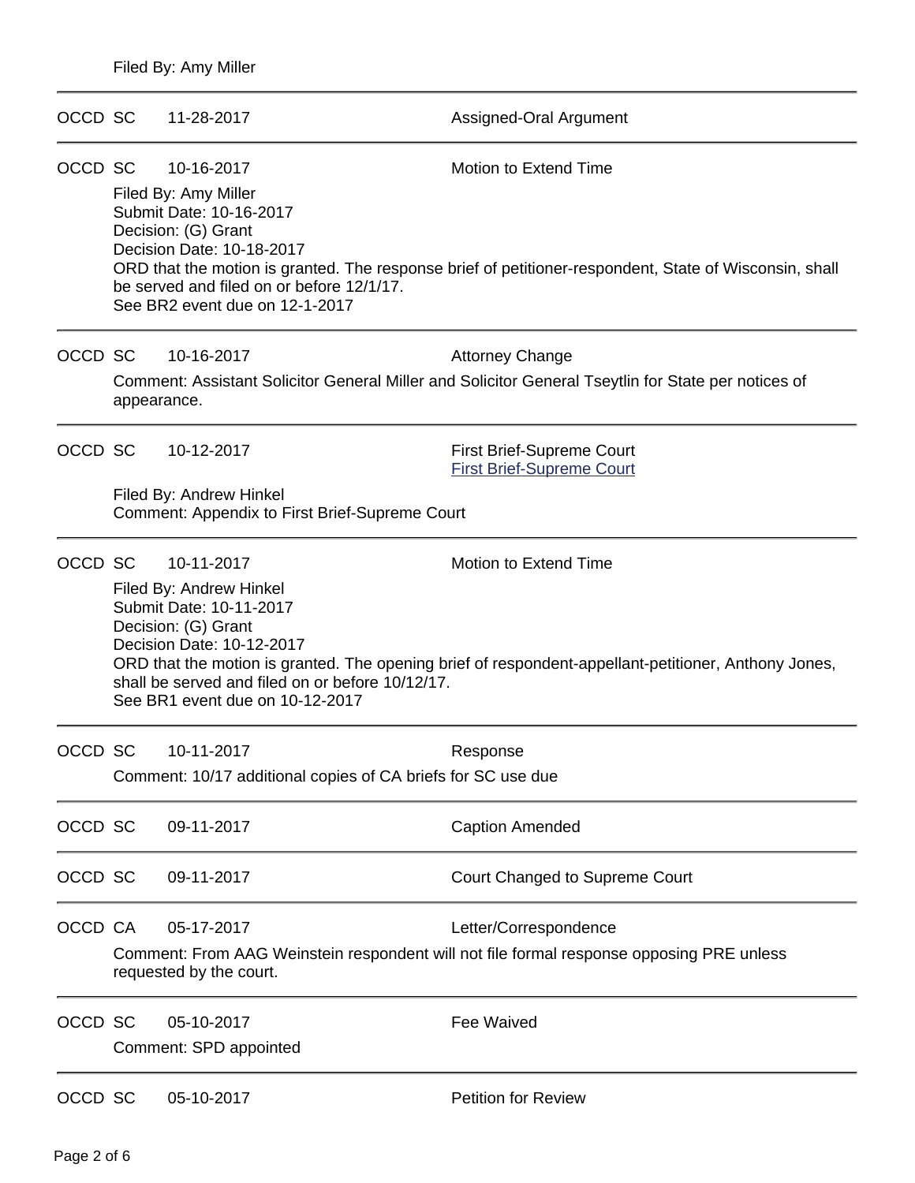Filed By: Amy Miller

---

OCCD SC 11-28-2017 Assigned-Oral Argument

---

OCCD SC 10-16-2017 Motion to Extend Time

Filed By: Amy Miller
Submit Date: 10-16-2017
Decision: (G) Grant
Decision Date: 10-18-2017
ORD that the motion is granted. The response brief of petitioner-respondent, State of Wisconsin, shall be served and filed on or before 12/1/17.
See BR2 event due on 12-1-2017

---

OCCD SC 10-16-2017 Attorney Change

Comment: Assistant Solicitor General Miller and Solicitor General Tseytlin for State per notices of appearance.

---

OCCD SC 10-12-2017 First Brief-Supreme Court
First Brief-Supreme Court

Filed By: Andrew Hinkel
Comment: Appendix to First Brief-Supreme Court

---

OCCD SC 10-11-2017 Motion to Extend Time

Filed By: Andrew Hinkel
Submit Date: 10-11-2017
Decision: (G) Grant
Decision Date: 10-12-2017
ORD that the motion is granted. The opening brief of respondent-appellant-petitioner, Anthony Jones, shall be served and filed on or before 10/12/17.
See BR1 event due on 10-12-2017

---

OCCD SC 10-11-2017 Response

Comment: 10/17 additional copies of CA briefs for SC use due

---

OCCD SC 09-11-2017 Caption Amended

---

OCCD SC 09-11-2017 Court Changed to Supreme Court

---

OCCD CA 05-17-2017 Letter/Correspondence

Comment: From AAG Weinstein respondent will not file formal response opposing PRE unless requested by the court.

---

OCCD SC 05-10-2017 Fee Waived

Comment: SPD appointed

---

OCCD SC 05-10-2017 Petition for Review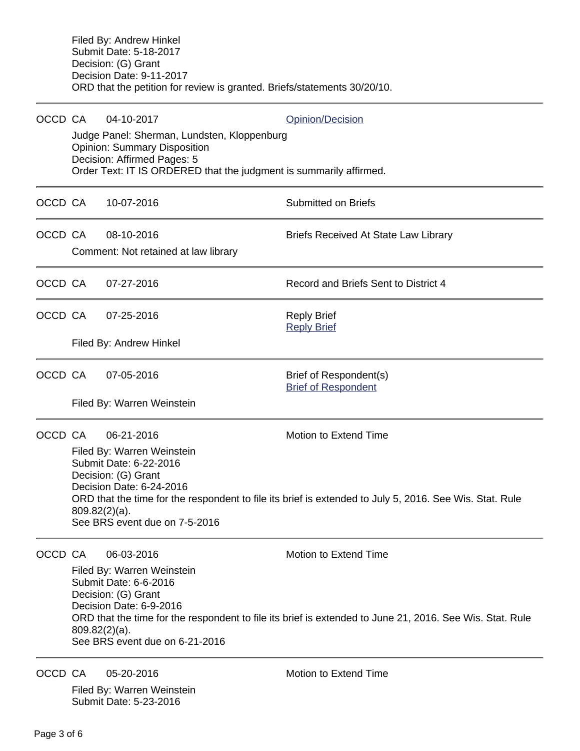Filed By: Andrew Hinkel
Submit Date: 5-18-2017
Decision: (G) Grant
Decision Date: 9-11-2017
ORD that the petition for review is granted. Briefs/statements 30/20/10.

---

OCCD CA 04-10-2017 Opinion/Decision

Judge Panel: Sherman, Lundsten, Kloppenburg
Opinion: Summary Disposition
Decision: Affirmed Pages: 5
Order Text: IT IS ORDERED that the judgment is summarily affirmed.

---

OCCD CA 10-07-2016 Submitted on Briefs

---

OCCD CA 08-10-2016 Briefs Received At State Law Library

Comment: Not retained at law library

---

OCCD CA 07-27-2016 Record and Briefs Sent to District 4

---

OCCD CA 07-25-2016 Reply Brief
Reply Brief

Filed By: Andrew Hinkel

---

OCCD CA 07-05-2016 Brief of Respondent(s)
Brief of Respondent

Filed By: Warren Weinstein

---

OCCD CA 06-21-2016 Motion to Extend Time

Filed By: Warren Weinstein
Submit Date: 6-22-2016
Decision: (G) Grant
Decision Date: 6-24-2016
ORD that the time for the respondent to file its brief is extended to July 5, 2016. See Wis. Stat. Rule 809.82(2)(a).
See BRS event due on 7-5-2016

---

OCCD CA 06-03-2016 Motion to Extend Time

Filed By: Warren Weinstein
Submit Date: 6-6-2016
Decision: (G) Grant
Decision Date: 6-9-2016
ORD that the time for the respondent to file its brief is extended to June 21, 2016. See Wis. Stat. Rule 809.82(2)(a).
See BRS event due on 6-21-2016

---

OCCD CA 05-20-2016 Motion to Extend Time

Filed By: Warren Weinstein
Submit Date: 5-23-2016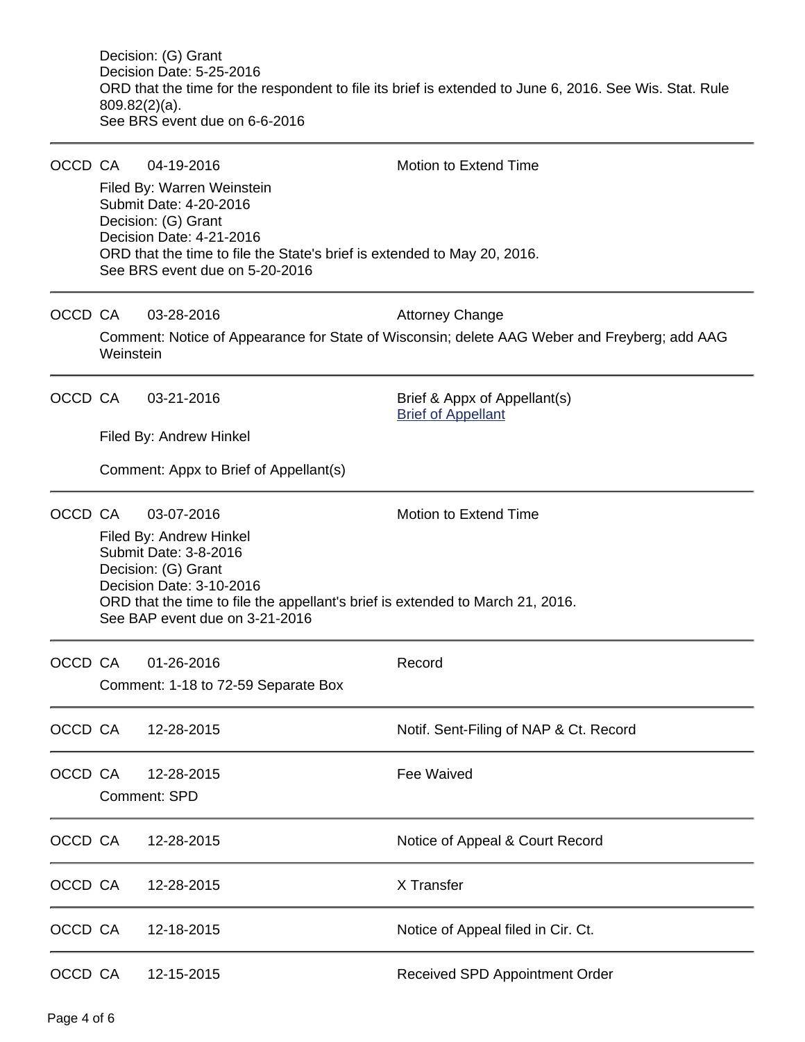Decision: (G) Grant
Decision Date: 5-25-2016
ORD that the time for the respondent to file its brief is extended to June 6, 2016. See Wis. Stat. Rule 809.82(2)(a).
See BRS event due on 6-6-2016

---

OCCD CA 04-19-2016 Motion to Extend Time

Filed By: Warren Weinstein
Submit Date: 4-20-2016
Decision: (G) Grant
Decision Date: 4-21-2016
ORD that the time to file the State's brief is extended to May 20, 2016.
See BRS event due on 5-20-2016

---

OCCD CA 03-28-2016 Attorney Change

Comment: Notice of Appearance for State of Wisconsin; delete AAG Weber and Freyberg; add AAG Weinstein

---

OCCD CA 03-21-2016 Brief & Appx of Appellant(s)
Brief of Appellant

Filed By: Andrew Hinkel

Comment: Appx to Brief of Appellant(s)

---

OCCD CA 03-07-2016 Motion to Extend Time

Filed By: Andrew Hinkel
Submit Date: 3-8-2016
Decision: (G) Grant
Decision Date: 3-10-2016
ORD that the time to file the appellant's brief is extended to March 21, 2016.
See BAP event due on 3-21-2016

---

OCCD CA 01-26-2016 Record

Comment: 1-18 to 72-59 Separate Box

---

OCCD CA 12-28-2015 Notif. Sent-Filing of NAP & Ct. Record

---

OCCD CA 12-28-2015 Fee Waived

Comment: SPD

---

OCCD CA 12-28-2015 Notice of Appeal & Court Record

---

OCCD CA 12-28-2015 X Transfer

---

OCCD CA 12-18-2015 Notice of Appeal filed in Cir. Ct.

---

OCCD CA 12-15-2015 Received SPD Appointment Order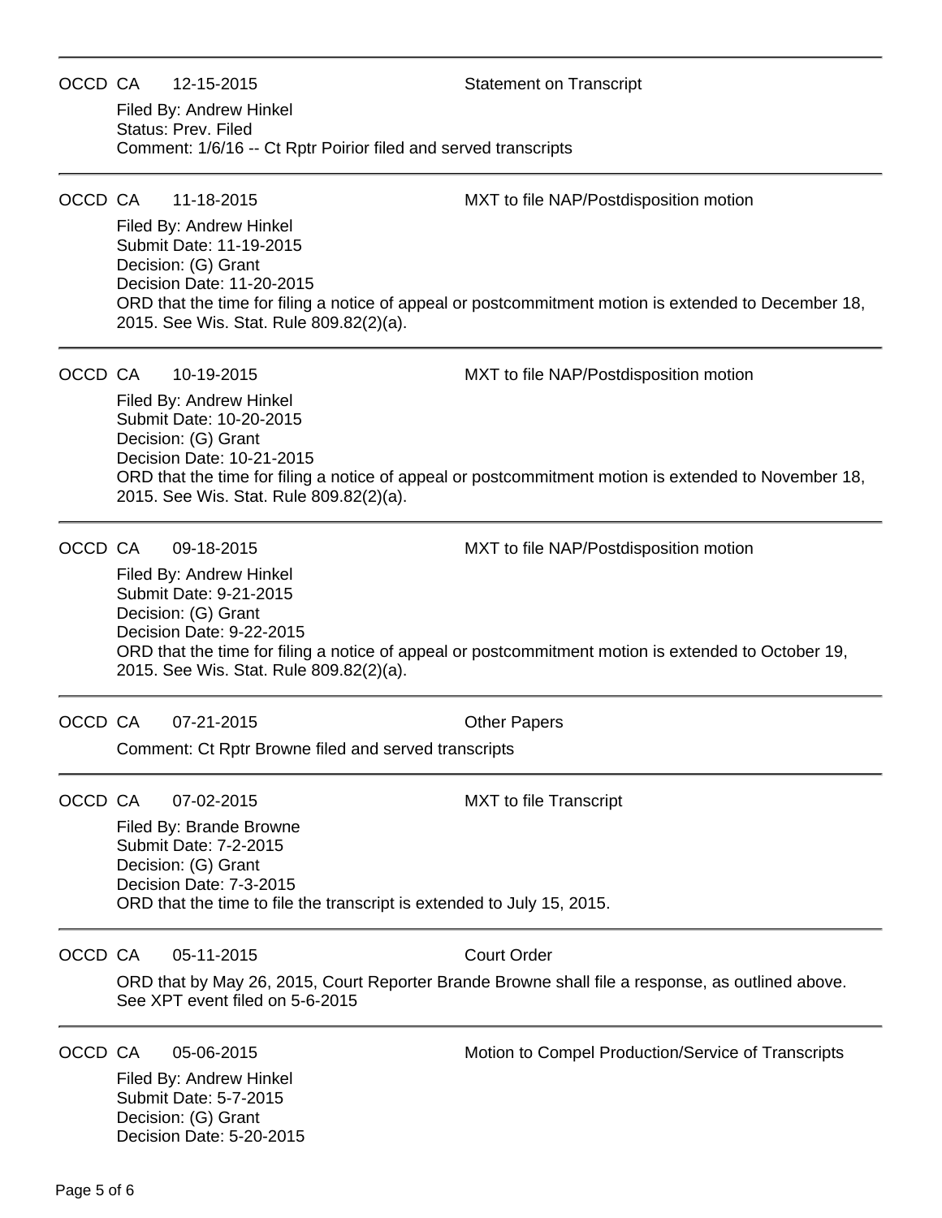---

OCCD CA 12-15-2015 Statement on Transcript

Filed By: Andrew Hinkel
Status: Prev. Filed
Comment: 1/6/16 -- Ct Rptr Poirior filed and served transcripts

---

OCCD CA 11-18-2015 MXT to file NAP/Postdisposition motion

Filed By: Andrew Hinkel
Submit Date: 11-19-2015
Decision: (G) Grant
Decision Date: 11-20-2015
ORD that the time for filing a notice of appeal or postcommitment motion is extended to December 18, 2015. See Wis. Stat. Rule 809.82(2)(a).

---

OCCD CA 10-19-2015 MXT to file NAP/Postdisposition motion

Filed By: Andrew Hinkel
Submit Date: 10-20-2015
Decision: (G) Grant
Decision Date: 10-21-2015
ORD that the time for filing a notice of appeal or postcommitment motion is extended to November 18, 2015. See Wis. Stat. Rule 809.82(2)(a).

---

OCCD CA 09-18-2015 MXT to file NAP/Postdisposition motion

Filed By: Andrew Hinkel
Submit Date: 9-21-2015
Decision: (G) Grant
Decision Date: 9-22-2015
ORD that the time for filing a notice of appeal or postcommitment motion is extended to October 19, 2015. See Wis. Stat. Rule 809.82(2)(a).

---

OCCD CA 07-21-2015 Other Papers

Comment: Ct Rptr Browne filed and served transcripts

---

OCCD CA 07-02-2015 MXT to file Transcript

Filed By: Brande Browne
Submit Date: 7-2-2015
Decision: (G) Grant
Decision Date: 7-3-2015
ORD that the time to file the transcript is extended to July 15, 2015.

---

OCCD CA 05-11-2015 Court Order

ORD that by May 26, 2015, Court Reporter Brande Browne shall file a response, as outlined above. See XPT event filed on 5-6-2015

---

OCCD CA 05-06-2015 Motion to Compel Production/Service of Transcripts

Filed By: Andrew Hinkel
Submit Date: 5-7-2015
Decision: (G) Grant
Decision Date: 5-20-2015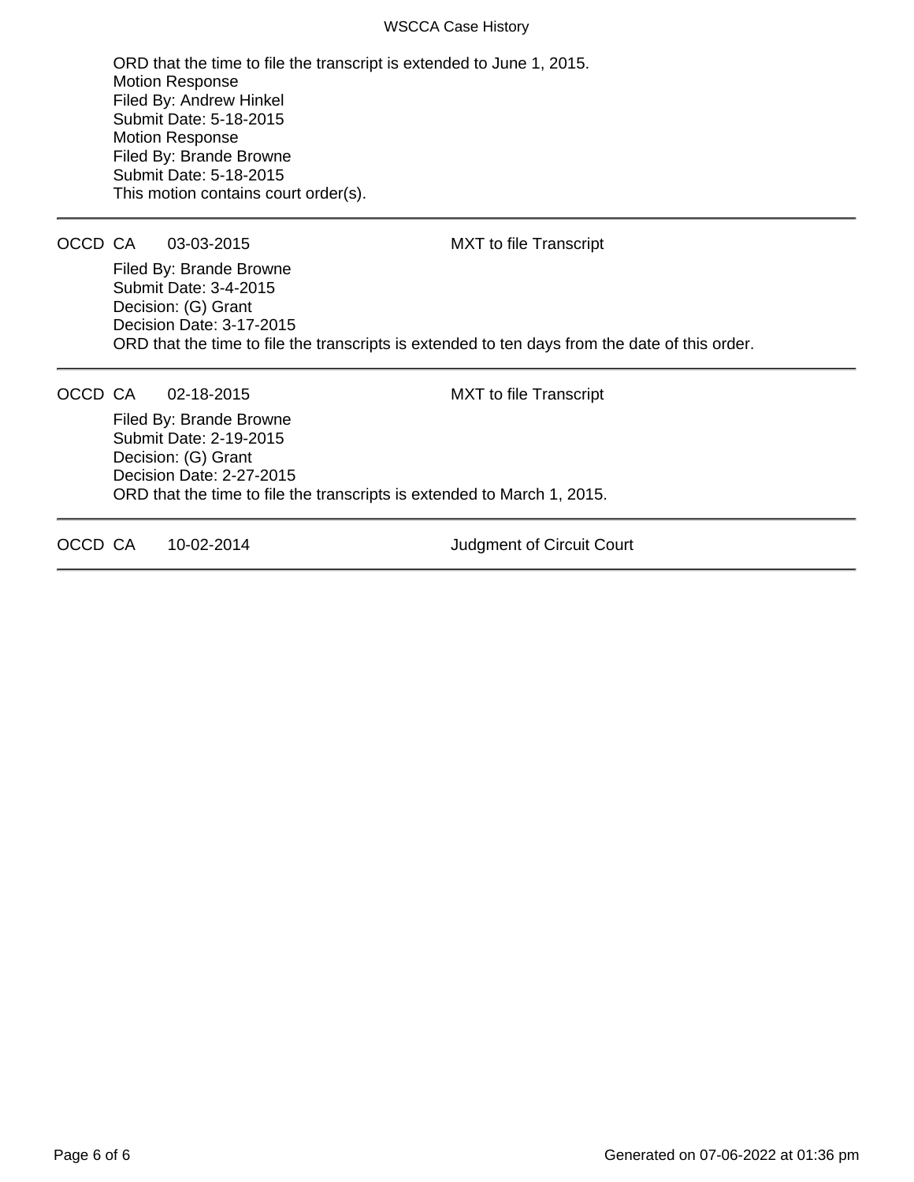ORD that the time to file the transcript is extended to June 1, 2015.
Motion Response
Filed By: Andrew Hinkel
Submit Date: 5-18-2015
Motion Response
Filed By: Brande Browne
Submit Date: 5-18-2015
This motion contains court order(s).

---

OCCD CA 03-03-2015 MXT to file Transcript

Filed By: Brande Browne
Submit Date: 3-4-2015
Decision: (G) Grant
Decision Date: 3-17-2015
ORD that the time to file the transcripts is extended to ten days from the date of this order.

---

OCCD CA 02-18-2015 MXT to file Transcript

Filed By: Brande Browne
Submit Date: 2-19-2015
Decision: (G) Grant
Decision Date: 2-27-2015
ORD that the time to file the transcripts is extended to March 1, 2015.

---

OCCD CA 10-02-2014 Judgment of Circuit Court

---